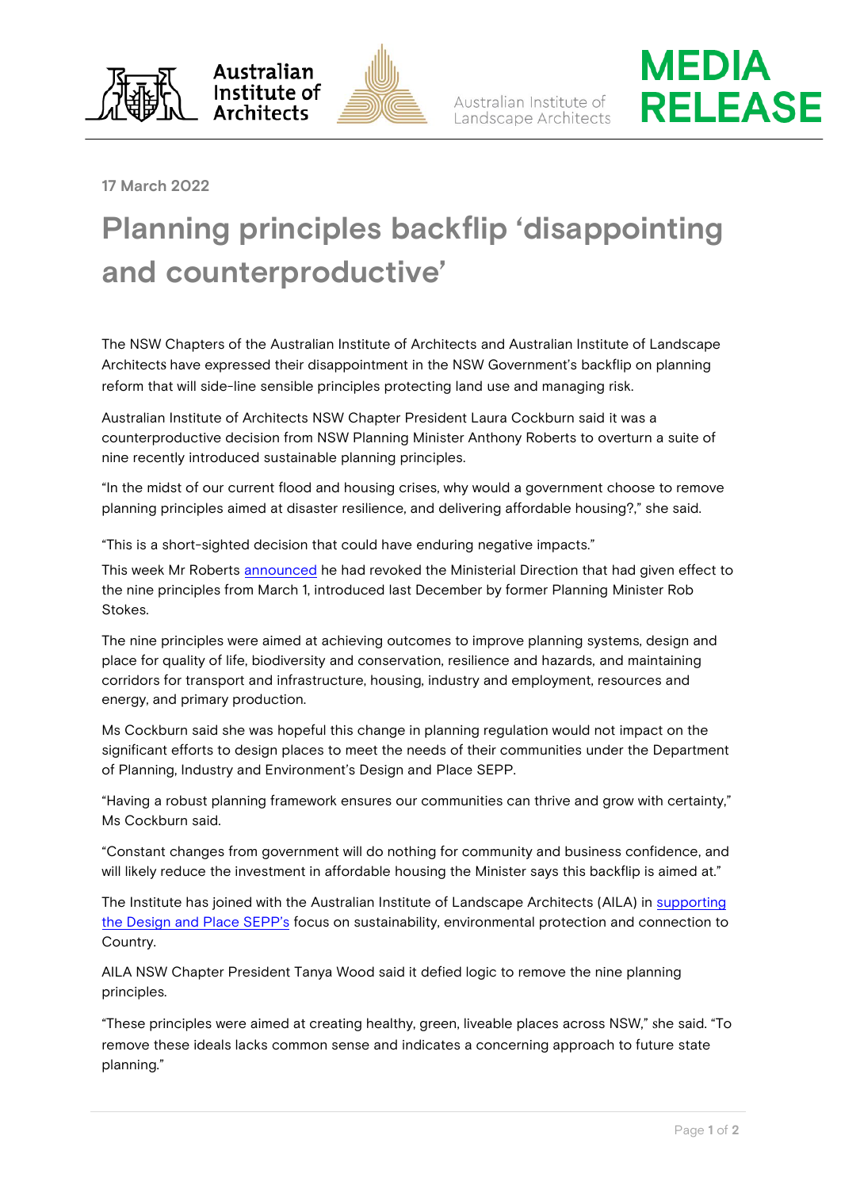Australian Institute of Architects

Australian Institute of Landscape Architects

MEDIA RELEASE

17 March 2022

# Planning principles backflip 'disappointing and counterproductive'

The NSW Chapters of the Australian Institute of Architects and Australian Institute of Landscape Architects have expressed their disappointment in the NSW Government's backflip on planning reform that will side-line sensible principles protecting land use and managing risk.

Australian Institute of Architects NSW Chapter President Laura Cockburn said it was a counterproductive decision from NSW Planning Minister Anthony Roberts to overturn a suite of nine recently introduced sustainable planning principles.

"In the midst of our current flood and housing crises, why would a government choose to remove planning principles aimed at disaster resilience, and delivering affordable housing?," she said.

"This is a short-sighted decision that could have enduring negative impacts."

This week Mr Roberts announced he had revoked the Ministerial Direction that had given effect to the nine principles from March 1, introduced last December by former Planning Minister Rob Stokes.

The nine principles were aimed at achieving outcomes to improve planning systems, design and place for quality of life, biodiversity and conservation, resilience and hazards, and maintaining corridors for transport and infrastructure, housing, industry and employment, resources and energy, and primary production.

Ms Cockburn said she was hopeful this change in planning regulation would not impact on the significant efforts to design places to meet the needs of their communities under the Department of Planning, Industry and Environment's Design and Place SEPP.

"Having a robust planning framework ensures our communities can thrive and grow with certainty," Ms Cockburn said.

"Constant changes from government will do nothing for community and business confidence, and will likely reduce the investment in affordable housing the Minister says this backflip is aimed at."

The Institute has joined with the Australian Institute of Landscape Architects (AILA) in supporting the Design and Place SEPP's focus on sustainability, environmental protection and connection to Country.

AILA NSW Chapter President Tanya Wood said it defied logic to remove the nine planning principles.

"These principles were aimed at creating healthy, green, liveable places across NSW," she said. "To remove these ideals lacks common sense and indicates a concerning approach to future state planning."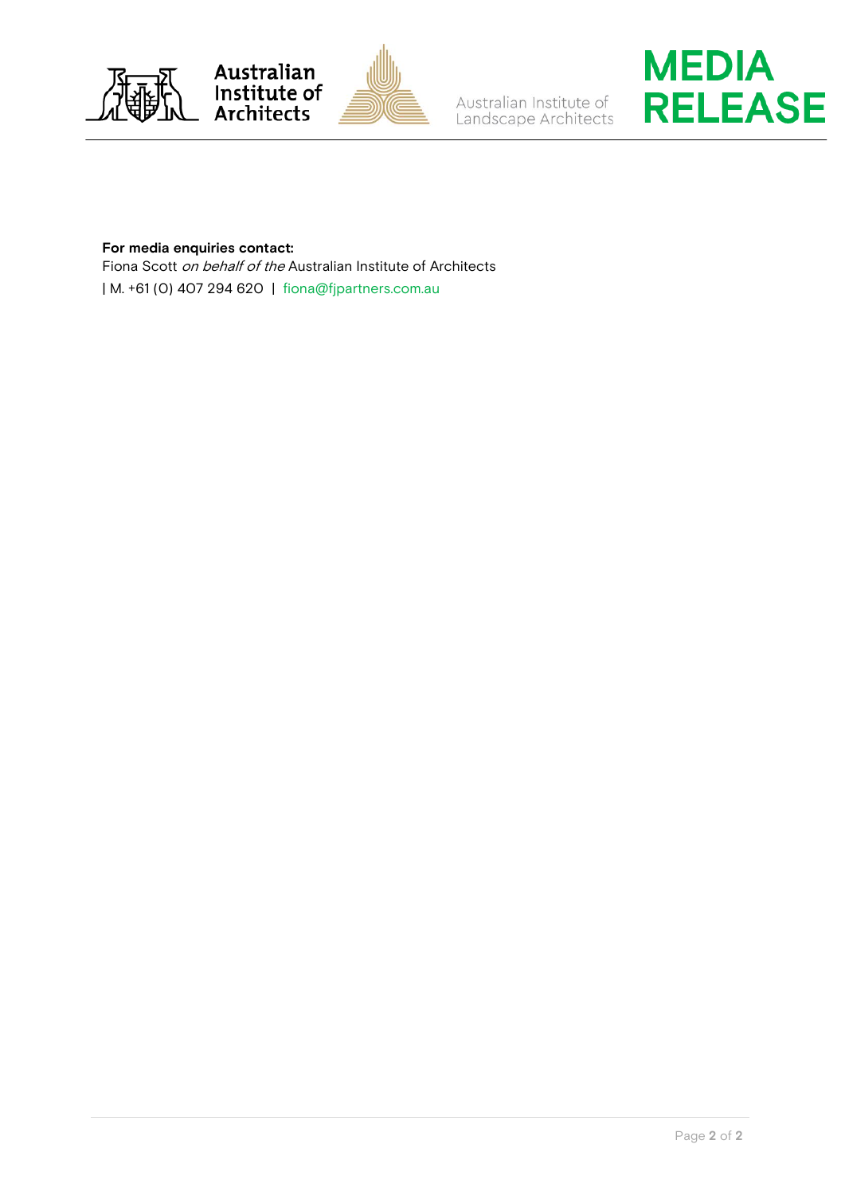**For media enquiries contact:**
Fiona Scott *on behalf of the* Australian Institute of Architects
| M. +61 (0) 407 294 620 | fiona@fjpartners.com.au